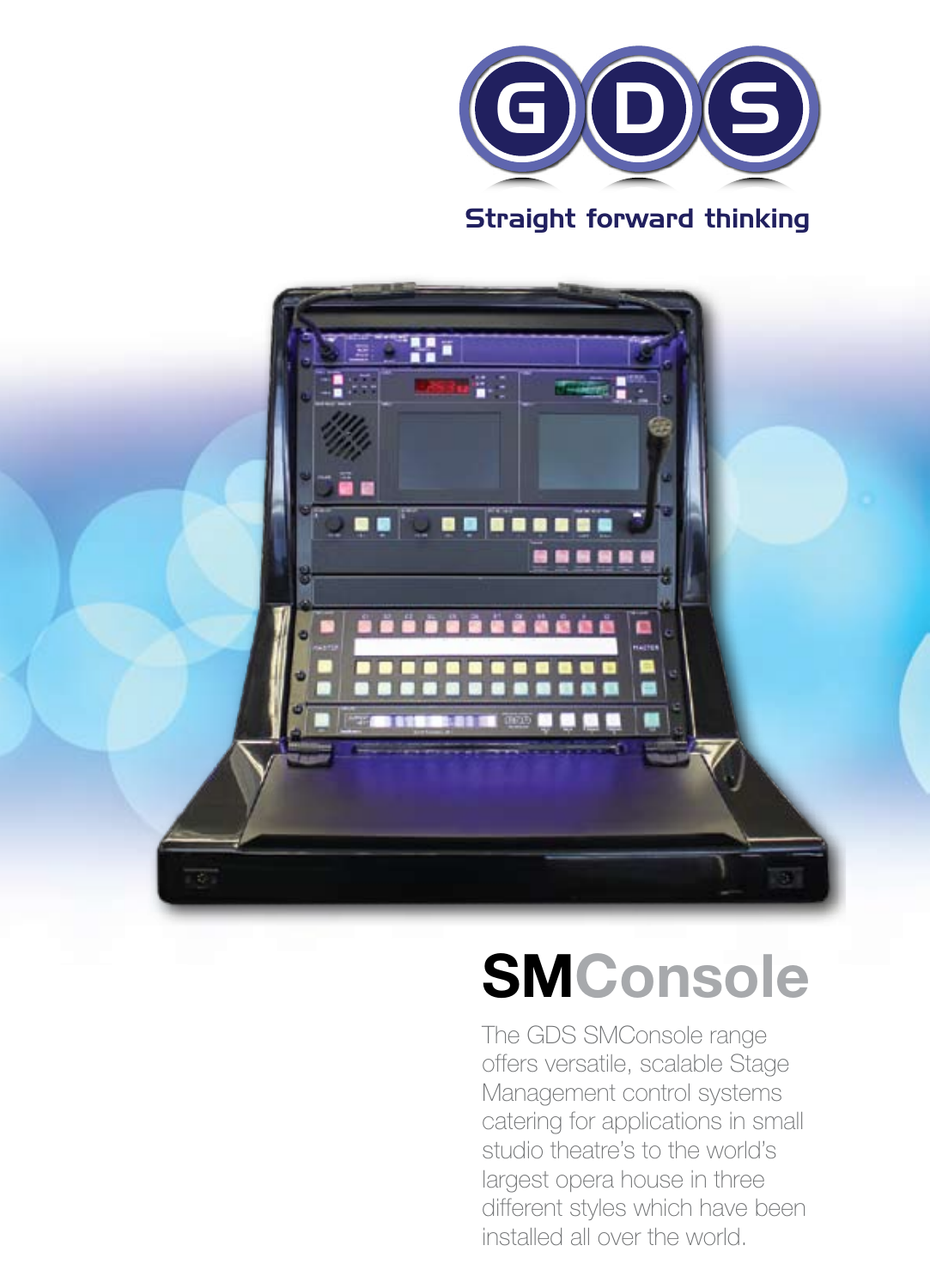GDS

Straight forward thinking

# SMConsole

The GDS SMConsole range offers versatile, scalable Stage Management control systems catering for applications in small studio theatre's to the world's largest opera house in three different styles which have been installed all over the world.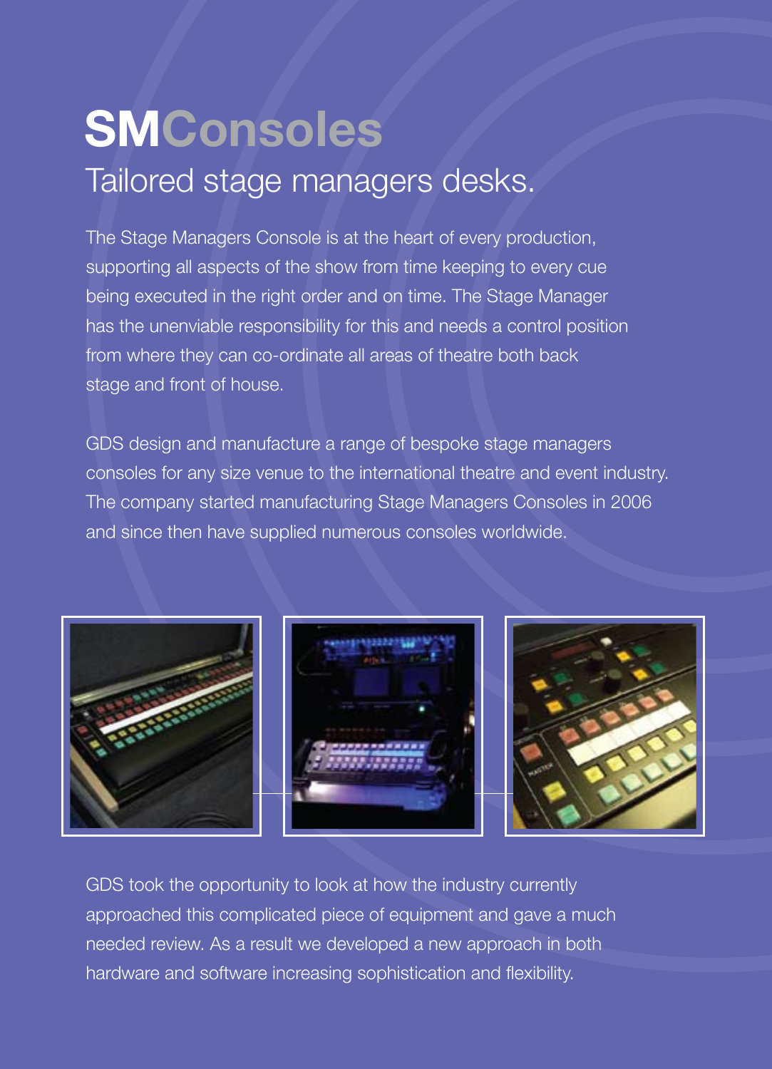# SMConsoles

## Tailored stage managers desks.

The Stage Managers Console is at the heart of every production, supporting all aspects of the show from time keeping to every cue being executed in the right order and on time. The Stage Manager has the unenviable responsibility for this and needs a control position from where they can co-ordinate all areas of theatre both back stage and front of house.

GDS design and manufacture a range of bespoke stage managers consoles for any size venue to the international theatre and event industry. The company started manufacturing Stage Managers Consoles in 2006 and since then have supplied numerous consoles worldwide.

GDS took the opportunity to look at how the industry currently approached this complicated piece of equipment and gave a much needed review. As a result we developed a new approach in both hardware and software increasing sophistication and flexibility.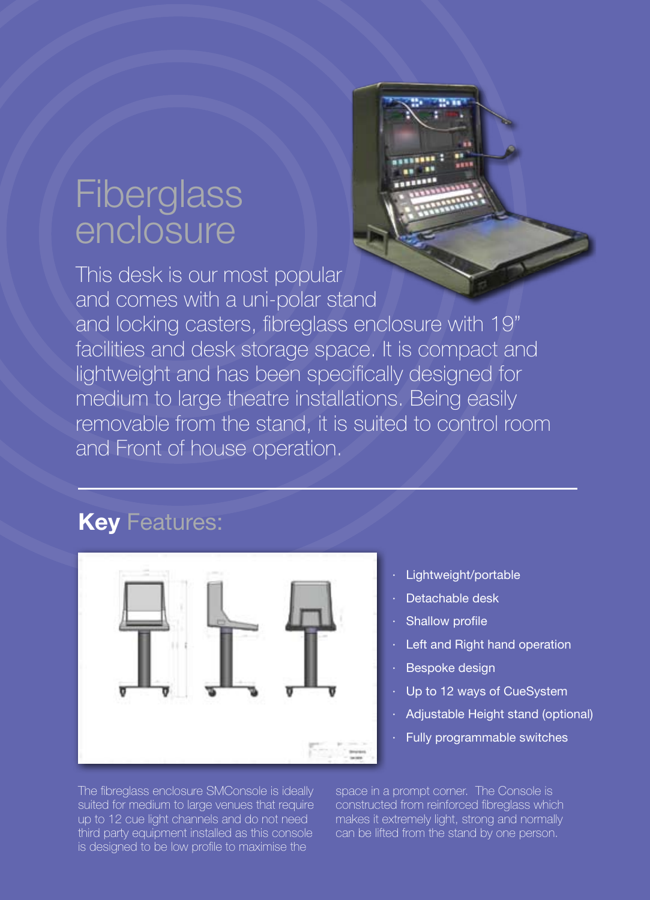# Fiberglass enclosure

This desk is our most popular and comes with a uni-polar stand and locking casters, fibreglass enclosure with 19" facilities and desk storage space. It is compact and lightweight and has been specifically designed for medium to large theatre installations. Being easily removable from the stand, it is suited to control room and Front of house operation.

## **Key** Features:

- Lightweight/portable
- Detachable desk
- Shallow profile
- Left and Right hand operation
- Bespoke design
- Up to 12 ways of CueSystem
- Adjustable Height stand (optional)
- Fully programmable switches

The fibreglass enclosure SMConsole is ideally suited for medium to large venues that require up to 12 cue light channels and do not need third party equipment installed as this console is designed to be low profile to maximise the space in a prompt corner. The Console is constructed from reinforced fibreglass which makes it extremely light, strong and normally can be lifted from the stand by one person.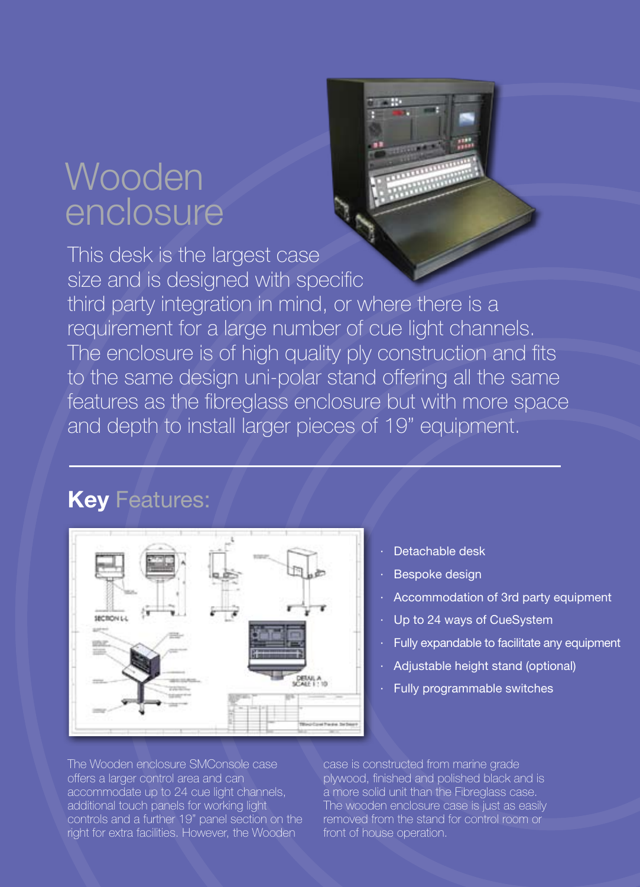# Wooden enclosure

This desk is the largest case size and is designed with specific third party integration in mind, or where there is a requirement for a large number of cue light channels. The enclosure is of high quality ply construction and fits to the same design uni-polar stand offering all the same features as the fibreglass enclosure but with more space and depth to install larger pieces of 19" equipment.

## **Key** Features:

- Detachable desk
- Bespoke design
- Accommodation of 3rd party equipment
- Up to 24 ways of CueSystem
- Fully expandable to facilitate any equipment
- Adjustable height stand (optional)
- Fully programmable switches

The Wooden enclosure SMConsole case offers a larger control area and can accommodate up to 24 cue light channels, additional touch panels for working light controls and a further 19" panel section on the right for extra facilities. However, the Wooden case is constructed from marine grade plywood, finished and polished black and is a more solid unit than the Fibreglass case. The wooden enclosure case is just as easily removed from the stand for control room or front of house operation.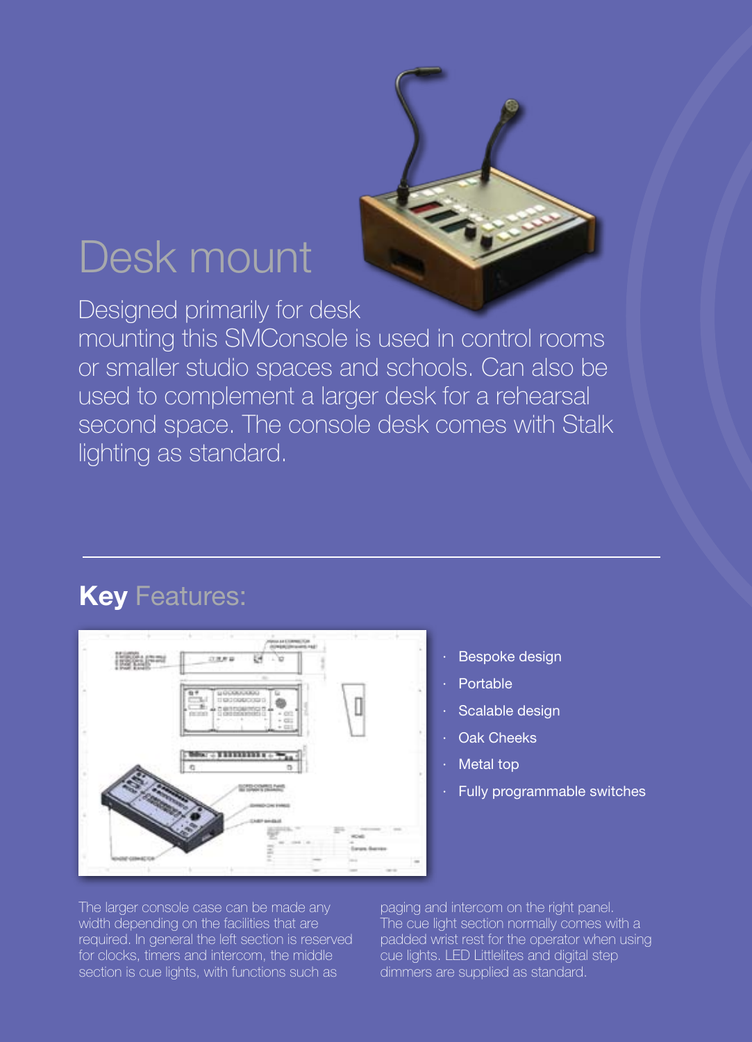# Desk mount

Designed primarily for desk mounting this SMConsole is used in control rooms or smaller studio spaces and schools. Can also be used to complement a larger desk for a rehearsal second space. The console desk comes with Stalk lighting as standard.

## **Key** Features:

- Bespoke design
- Portable
- Scalable design
- Oak Cheeks
- Metal top
- Fully programmable switches

The larger console case can be made any width depending on the facilities that are required. In general the left section is reserved for clocks, timers and intercom, the middle section is cue lights, with functions such as paging and intercom on the right panel. The cue light section normally comes with a padded wrist rest for the operator when using cue lights. LED Littlelites and digital step dimmers are supplied as standard.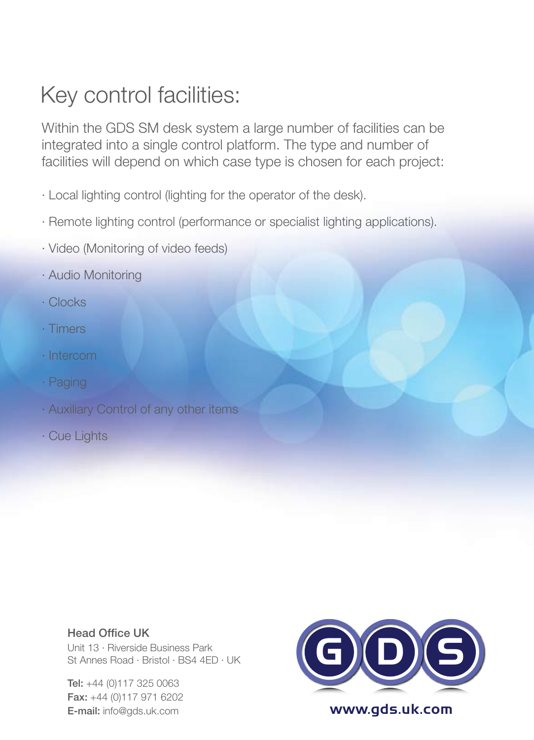# Key control facilities:

Within the GDS SM desk system a large number of facilities can be integrated into a single control platform. The type and number of facilities will depend on which case type is chosen for each project:

- Local lighting control (lighting for the operator of the desk).
- Remote lighting control (performance or specialist lighting applications).
- Video (Monitoring of video feeds)
- Audio Monitoring
- Clocks
- Timers
- Intercom
- Paging
- Auxiliary Control of any other items
- Cue Lights

**Head Office UK**
Unit 13 · Riverside Business Park
St Annes Road · Bristol · BS4 4ED · UK

**Tel:** +44 (0)117 325 0063
**Fax:** +44 (0)117 971 6202
**E-mail:** info@gds.uk.com

GDS

www.gds.uk.com